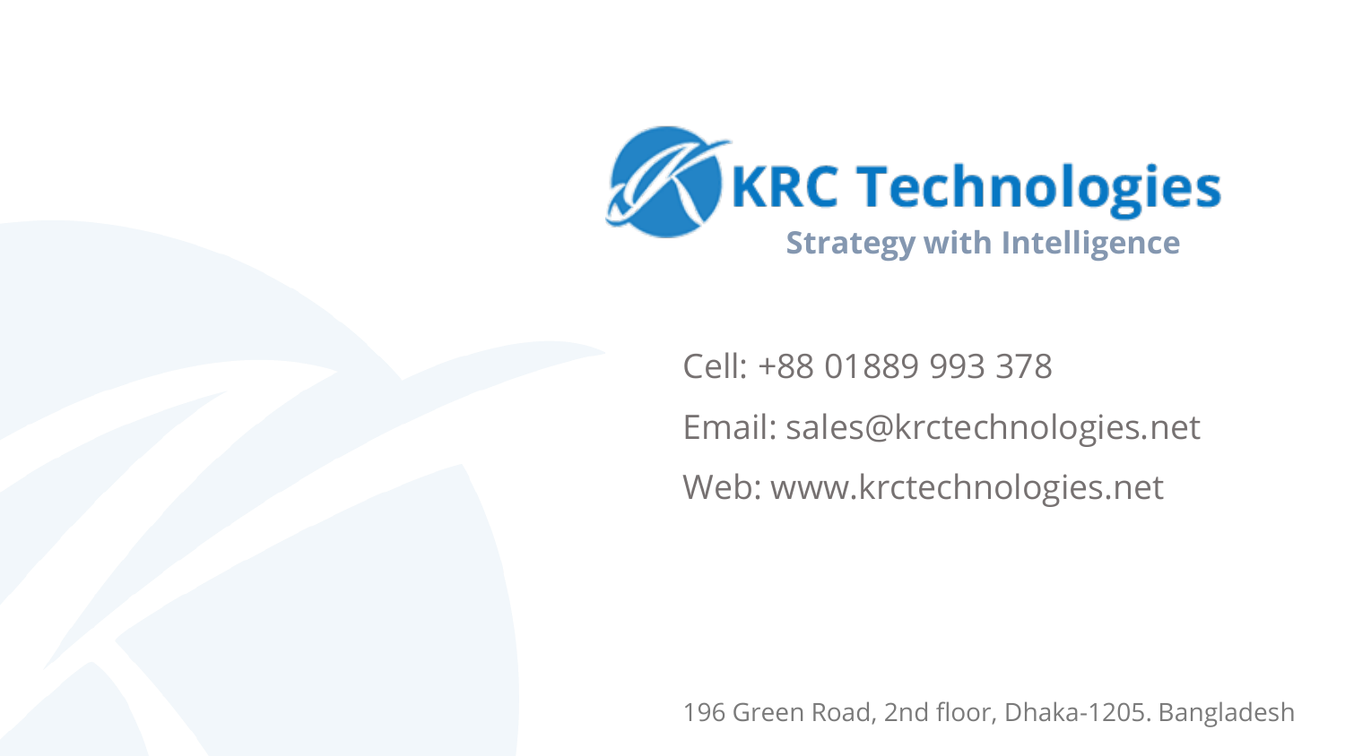# KRC Technologies

**Strategy with Intelligence**

Cell: +88 01889 993 378

Email: sales@krctechnologies.net

Web: www.krctechnologies.net

196 Green Road, 2nd floor, Dhaka-1205. Bangladesh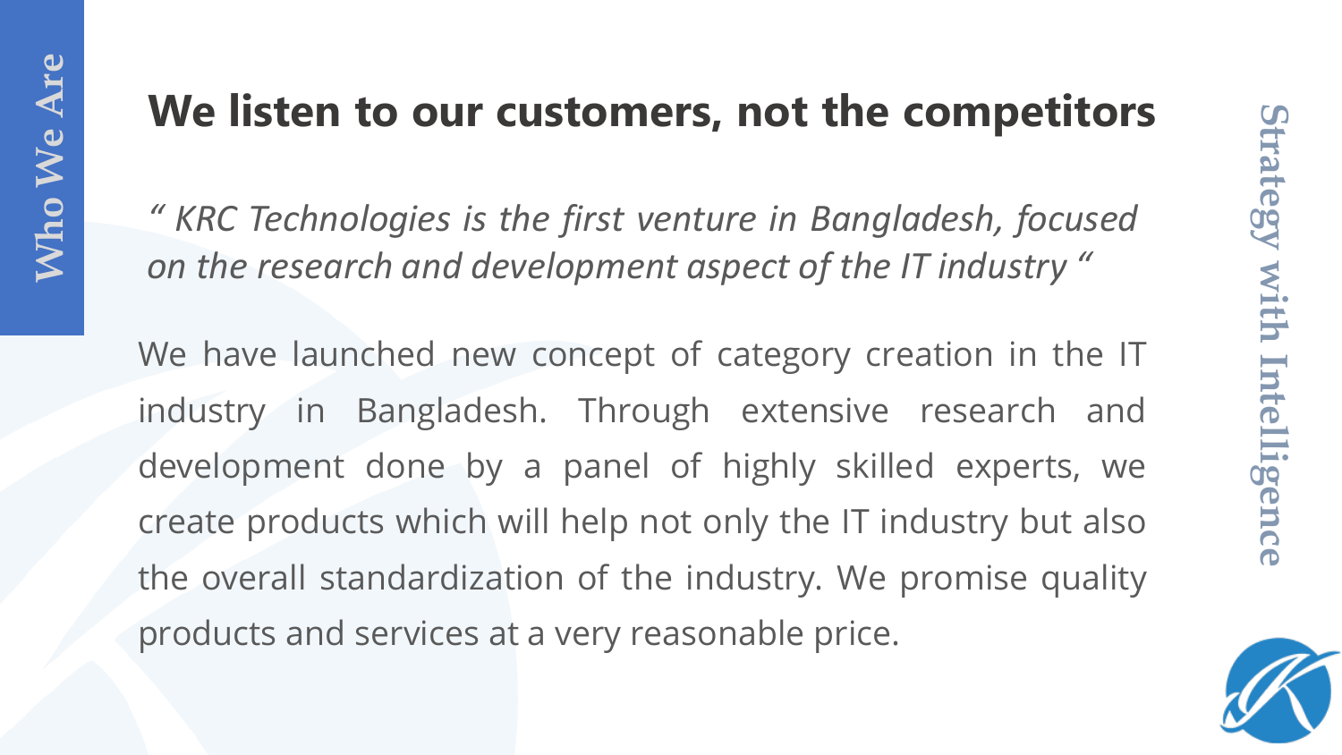Who We Are

# We listen to our customers, not the competitors

*" KRC Technologies is the first venture in Bangladesh, focused on the research and development aspect of the IT industry "*

We have launched new concept of category creation in the IT industry in Bangladesh. Through extensive research and development done by a panel of highly skilled experts, we create products which will help not only the IT industry but also the overall standardization of the industry. We promise quality products and services at a very reasonable price.

Strategy with Intelligence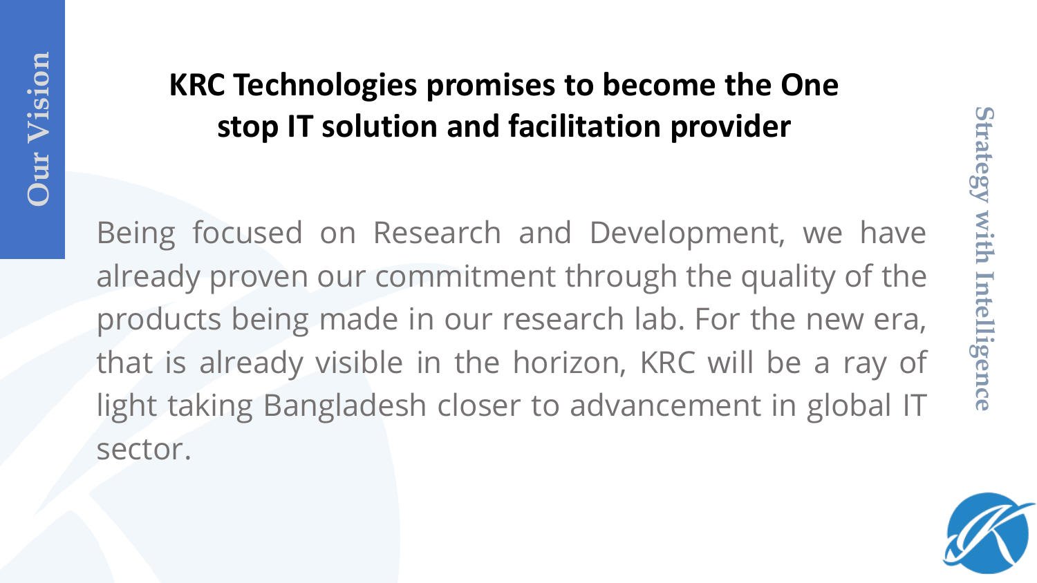# Our Vision

**KRC Technologies promises to become the One stop IT solution and facilitation provider**

Being focused on Research and Development, we have already proven our commitment through the quality of the products being made in our research lab. For the new era, that is already visible in the horizon, KRC will be a ray of light taking Bangladesh closer to advancement in global IT sector.

Strategy with Intelligence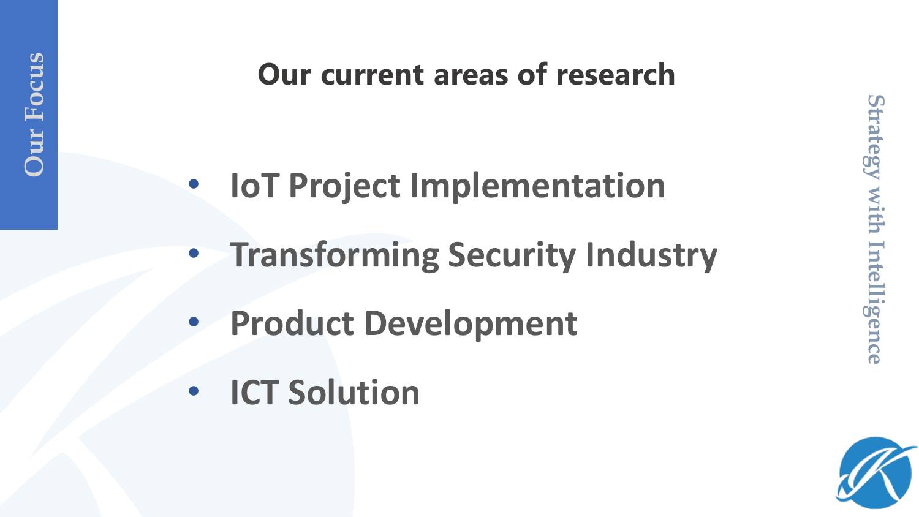Our Focus

## Our current areas of research

- **IoT Project Implementation**
- **Transforming Security Industry**
- **Product Development**
- **ICT Solution**

Strategy with Intelligence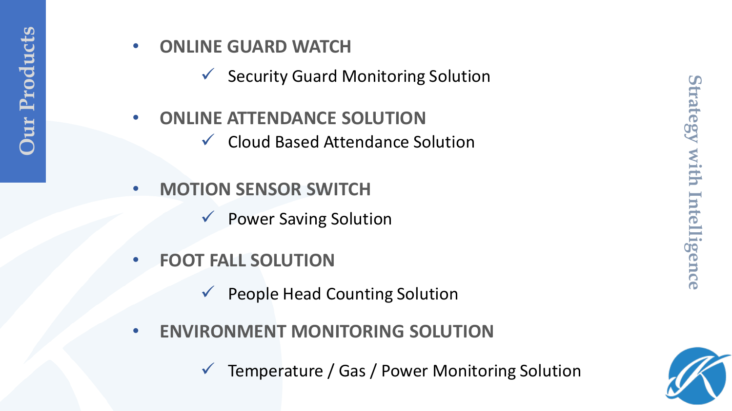# Our Products

- **ONLINE GUARD WATCH**
  - ✓ Security Guard Monitoring Solution
- **ONLINE ATTENDANCE SOLUTION**
  - ✓ Cloud Based Attendance Solution
- **MOTION SENSOR SWITCH**
  - ✓ Power Saving Solution
- **FOOT FALL SOLUTION**
  - ✓ People Head Counting Solution
- **ENVIRONMENT MONITORING SOLUTION**
  - ✓ Temperature / Gas / Power Monitoring Solution

Strategy with Intelligence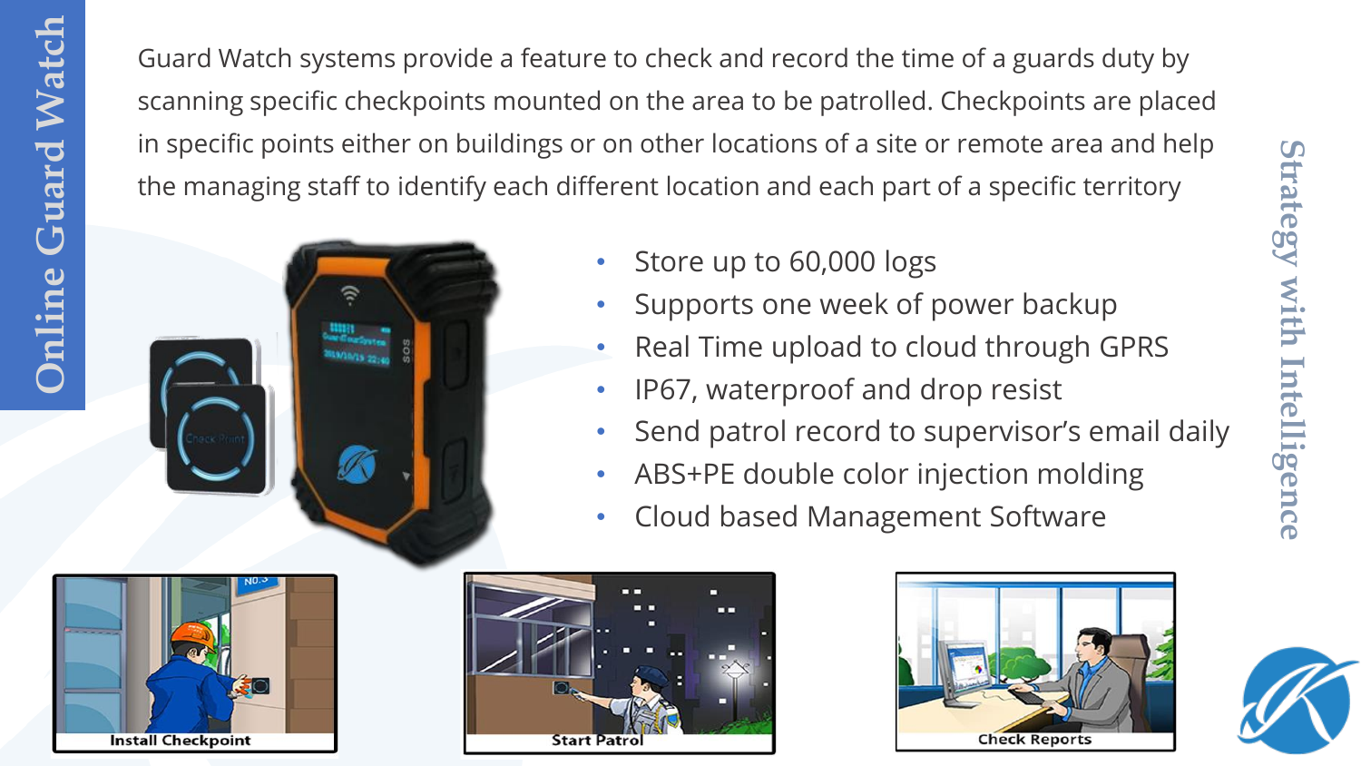# Online Guard Watch

Guard Watch systems provide a feature to check and record the time of a guards duty by scanning specific checkpoints mounted on the area to be patrolled. Checkpoints are placed in specific points either on buildings or on other locations of a site or remote area and help the managing staff to identify each different location and each part of a specific territory

- Store up to 60,000 logs
- Supports one week of power backup
- Real Time upload to cloud through GPRS
- IP67, waterproof and drop resist
- Send patrol record to supervisor's email daily
- ABS+PE double color injection molding
- Cloud based Management Software

Install Checkpoint

Start Patrol

Check Reports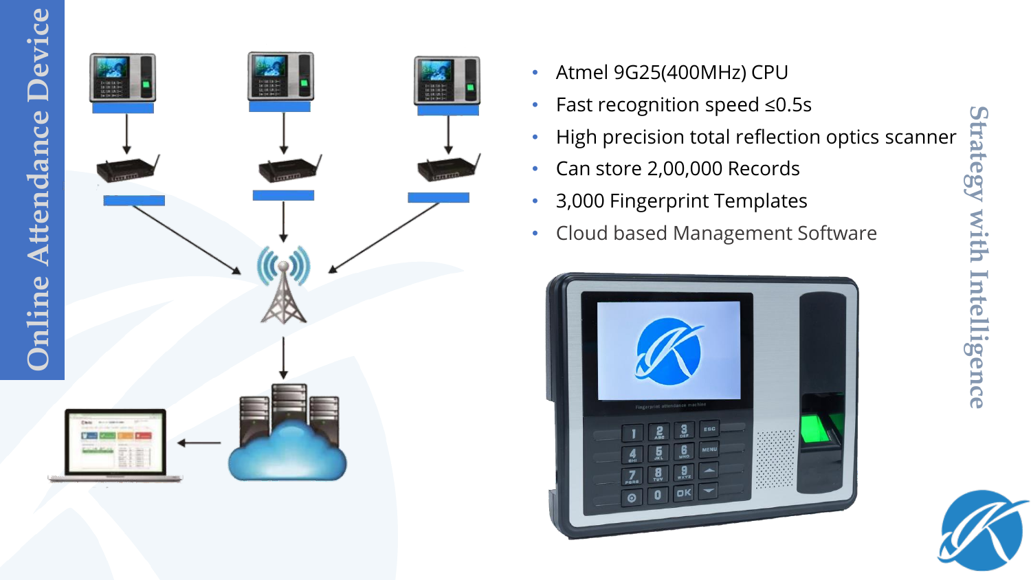# Online Attendance Device

- Atmel 9G25(400MHz) CPU
- Fast recognition speed ≤0.5s
- High precision total reflection optics scanner
- Can store 2,00,000 Records
- 3,000 Fingerprint Templates
- Cloud based Management Software

Strategy with Intelligence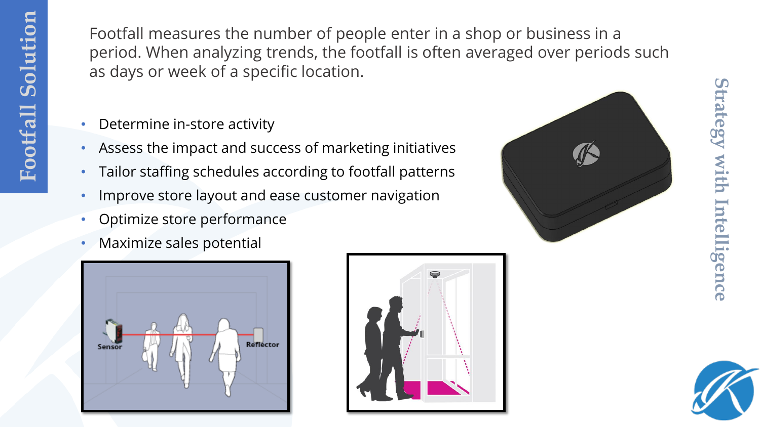# Footfall Solution

Footfall measures the number of people enter in a shop or business in a period. When analyzing trends, the footfall is often averaged over periods such as days or week of a specific location.

- Determine in-store activity
- Assess the impact and success of marketing initiatives
- Tailor staffing schedules according to footfall patterns
- Improve store layout and ease customer navigation
- Optimize store performance
- Maximize sales potential

Strategy with Intelligence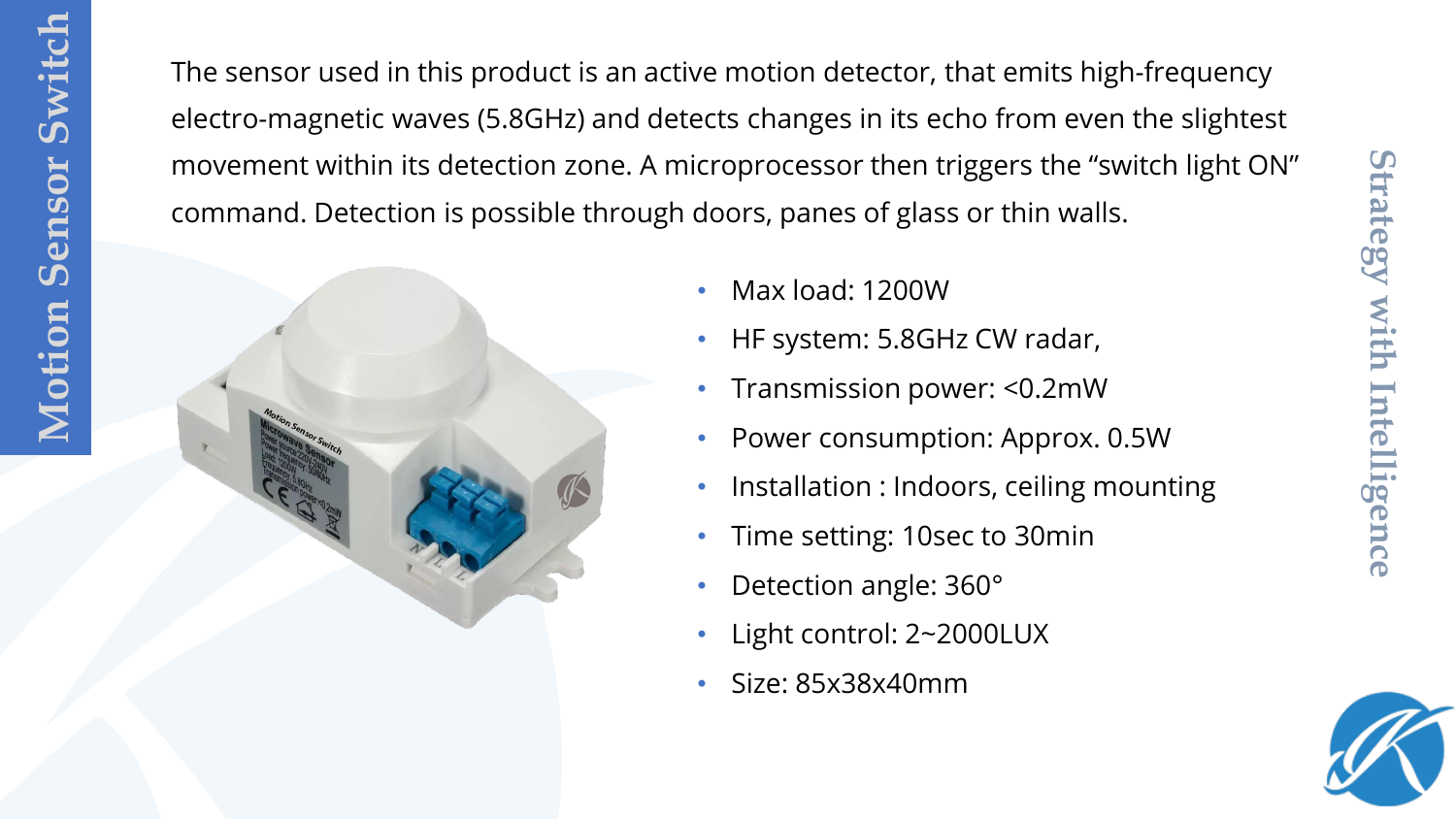# Motion Sensor Switch

The sensor used in this product is an active motion detector, that emits high-frequency electro-magnetic waves (5.8GHz) and detects changes in its echo from even the slightest movement within its detection zone. A microprocessor then triggers the “switch light ON” command. Detection is possible through doors, panes of glass or thin walls.

- Max load: 1200W
- HF system: 5.8GHz CW radar,
- Transmission power: <0.2mW
- Power consumption: Approx. 0.5W
- Installation : Indoors, ceiling mounting
- Time setting: 10sec to 30min
- Detection angle: 360°
- Light control: 2~2000LUX
- Size: 85x38x40mm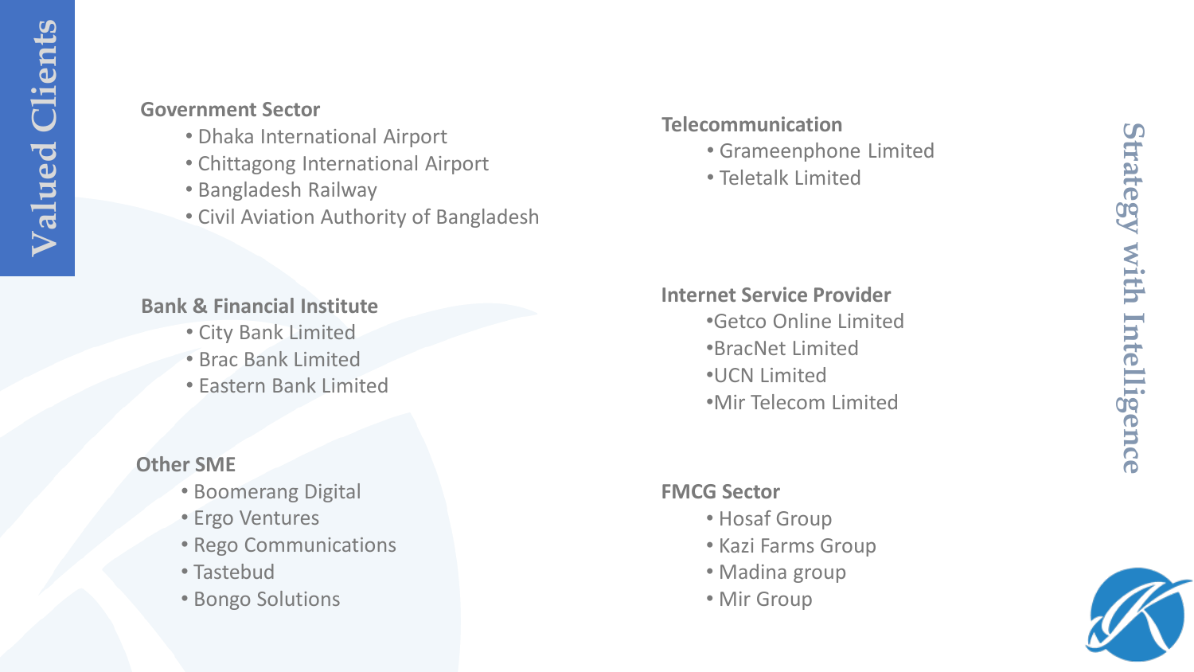# Valued Clients

### Government Sector

- Dhaka International Airport
- Chittagong International Airport
- Bangladesh Railway
- Civil Aviation Authority of Bangladesh

### Bank & Financial Institute

- City Bank Limited
- Brac Bank Limited
- Eastern Bank Limited

### Other SME

- Boomerang Digital
- Ergo Ventures
- Rego Communications
- Tastebud
- Bongo Solutions

### Telecommunication

- Grameenphone Limited
- Teletalk Limited

### Internet Service Provider

- Getco Online Limited
- BracNet Limited
- UCN Limited
- Mir Telecom Limited

### FMCG Sector

- Hosaf Group
- Kazi Farms Group
- Madina group
- Mir Group

Strategy with Intelligence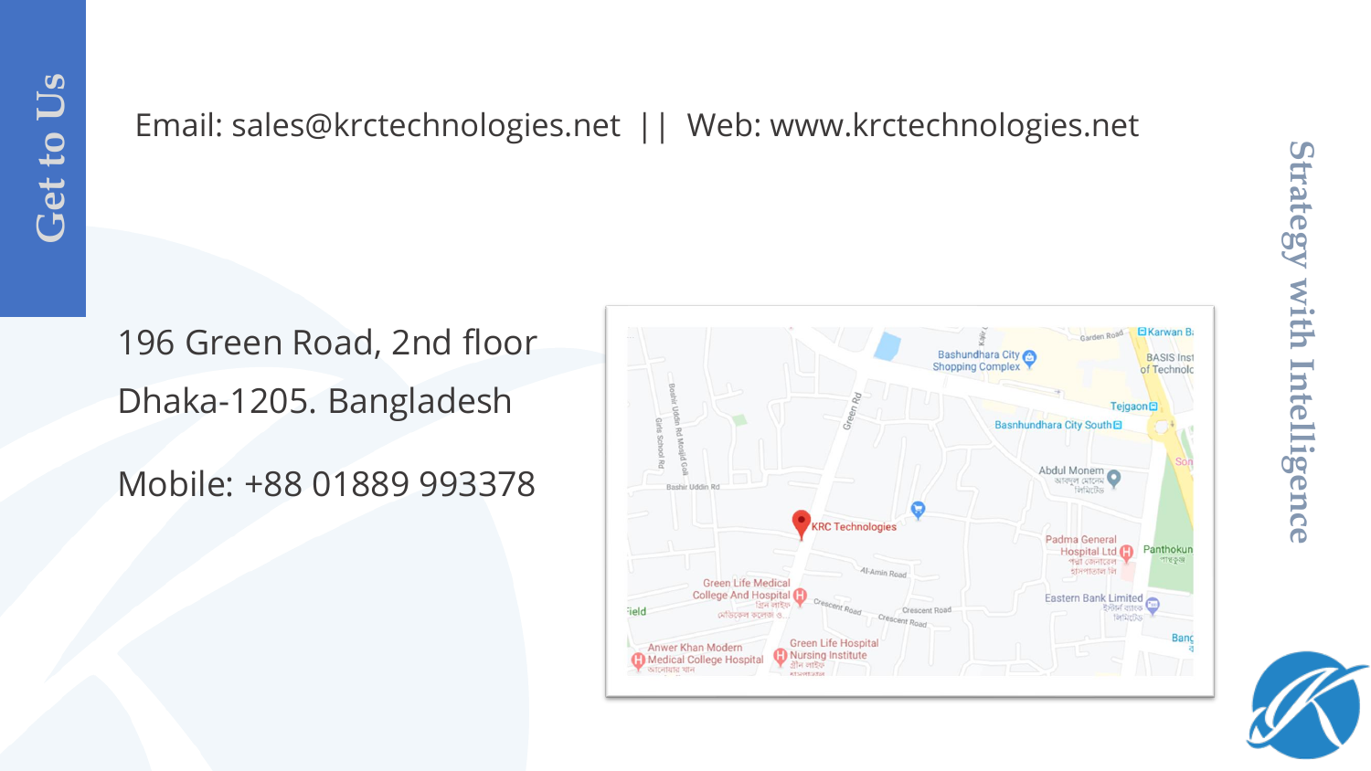# Get to Us

Email: sales@krctechnologies.net || Web: www.krctechnologies.net

196 Green Road, 2nd floor

Dhaka-1205. Bangladesh

Mobile: +88 01889 993378

Strategy with Intelligence